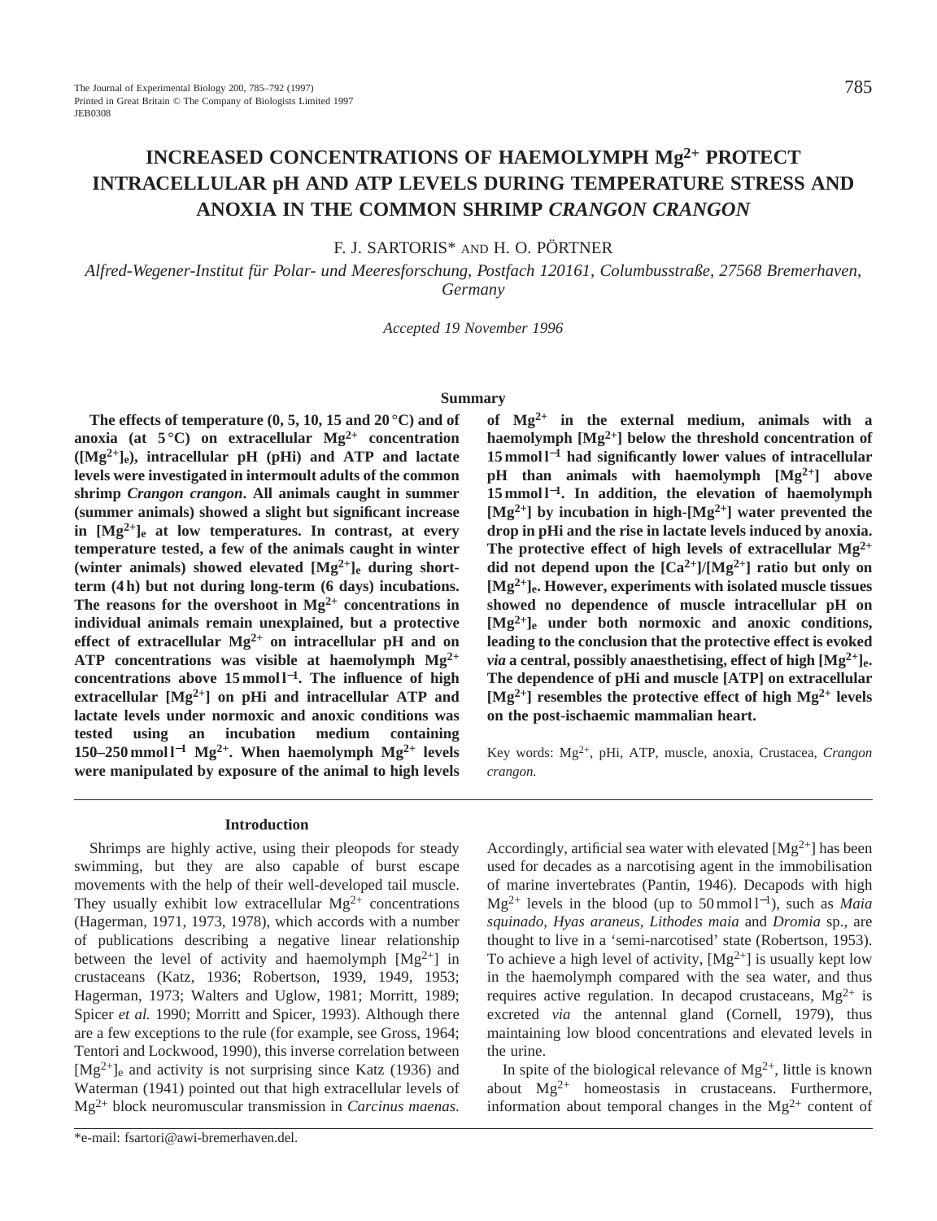# INCREASED CONCENTRATIONS OF HAEMOLYMPH $Mg^{2+}$ PROTECT INTRACELLULAR pH AND ATP LEVELS DURING TEMPERATURE STRESS AND ANOXIA IN THE COMMON SHRIMP *CRANGON CRANGON*

F. J. SARTORIS* AND H. O. PÖRTNER

*Alfred-Wegener-Institut für Polar- und Meeresforschung, Postfach 120161, Columbusstraße, 27568 Bremerhaven, Germany*

*Accepted 19 November 1996*

## Summary

**The effects of temperature (0, 5, 10, 15 and 20 °C) and of anoxia (at 5 °C) on extracellular $Mg^{2+}$ concentration ($[Mg^{2+}]_e$), intracellular pH (pHi) and ATP and lactate levels were investigated in intermoult adults of the common shrimp *Crangon crangon*. All animals caught in summer (summer animals) showed a slight but significant increase in $[Mg^{2+}]_e$ at low temperatures. In contrast, at every temperature tested, a few of the animals caught in winter (winter animals) showed elevated $[Mg^{2+}]_e$ during short-term (4 h) but not during long-term (6 days) incubations. The reasons for the overshoot in $Mg^{2+}$ concentrations in individual animals remain unexplained, but a protective effect of extracellular $Mg^{2+}$ on intracellular pH and on ATP concentrations was visible at haemolymph $Mg^{2+}$ concentrations above 15 mmol $l^{-1}$. The influence of high extracellular $[Mg^{2+}]$ on pHi and intracellular ATP and lactate levels under normoxic and anoxic conditions was tested using an incubation medium containing 150–250 mmol $l^{-1}$ $Mg^{2+}$. When haemolymph $Mg^{2+}$ levels were manipulated by exposure of the animal to high levels of $Mg^{2+}$ in the external medium, animals with a haemolymph $[Mg^{2+}]$ below the threshold concentration of 15 mmol $l^{-1}$ had significantly lower values of intracellular pH than animals with haemolymph $[Mg^{2+}]$ above 15 mmol $l^{-1}$. In addition, the elevation of haemolymph $[Mg^{2+}]$ by incubation in high-$[Mg^{2+}]$ water prevented the drop in pHi and the rise in lactate levels induced by anoxia. The protective effect of high levels of extracellular $Mg^{2+}$ did not depend upon the $[Ca^{2+}]/[Mg^{2+}]$ ratio but only on $[Mg^{2+}]_e$. However, experiments with isolated muscle tissues showed no dependence of muscle intracellular pH on $[Mg^{2+}]_e$ under both normoxic and anoxic conditions, leading to the conclusion that the protective effect is evoked *via* a central, possibly anaesthetising, effect of high $[Mg^{2+}]_e$. The dependence of pHi and muscle [ATP] on extracellular $[Mg^{2+}]$ resembles the protective effect of high $Mg^{2+}$ levels on the post-ischaemic mammalian heart.**

Key words: $Mg^{2+}$, pHi, ATP, muscle, anoxia, Crustacea, *Crangon crangon.*

## Introduction

Shrimps are highly active, using their pleopods for steady swimming, but they are also capable of burst escape movements with the help of their well-developed tail muscle. They usually exhibit low extracellular $Mg^{2+}$ concentrations (Hagerman, 1971, 1973, 1978), which accords with a number of publications describing a negative linear relationship between the level of activity and haemolymph $[Mg^{2+}]$ in crustaceans (Katz, 1936; Robertson, 1939, 1949, 1953; Hagerman, 1973; Walters and Uglow, 1981; Morritt, 1989; Spicer *et al.* 1990; Morritt and Spicer, 1993). Although there are a few exceptions to the rule (for example, see Gross, 1964; Tentori and Lockwood, 1990), this inverse correlation between $[Mg^{2+}]_e$ and activity is not surprising since Katz (1936) and Waterman (1941) pointed out that high extracellular levels of $Mg^{2+}$ block neuromuscular transmission in *Carcinus maenas*. Accordingly, artificial sea water with elevated $[Mg^{2+}]$ has been used for decades as a narcotising agent in the immobilisation of marine invertebrates (Pantin, 1946). Decapods with high $Mg^{2+}$ levels in the blood (up to 50 mmol $l^{-1}$), such as *Maia squinado*, *Hyas araneus*, *Lithodes maia* and *Dromia* sp., are thought to live in a 'semi-narcotised' state (Robertson, 1953). To achieve a high level of activity, $[Mg^{2+}]$ is usually kept low in the haemolymph compared with the sea water, and thus requires active regulation. In decapod crustaceans, $Mg^{2+}$ is excreted *via* the antennal gland (Cornell, 1979), thus maintaining low blood concentrations and elevated levels in the urine.

In spite of the biological relevance of $Mg^{2+}$, little is known about $Mg^{2+}$ homeostasis in crustaceans. Furthermore, information about temporal changes in the $Mg^{2+}$ content of

*e-mail: fsartori@awi-bremerhaven.del.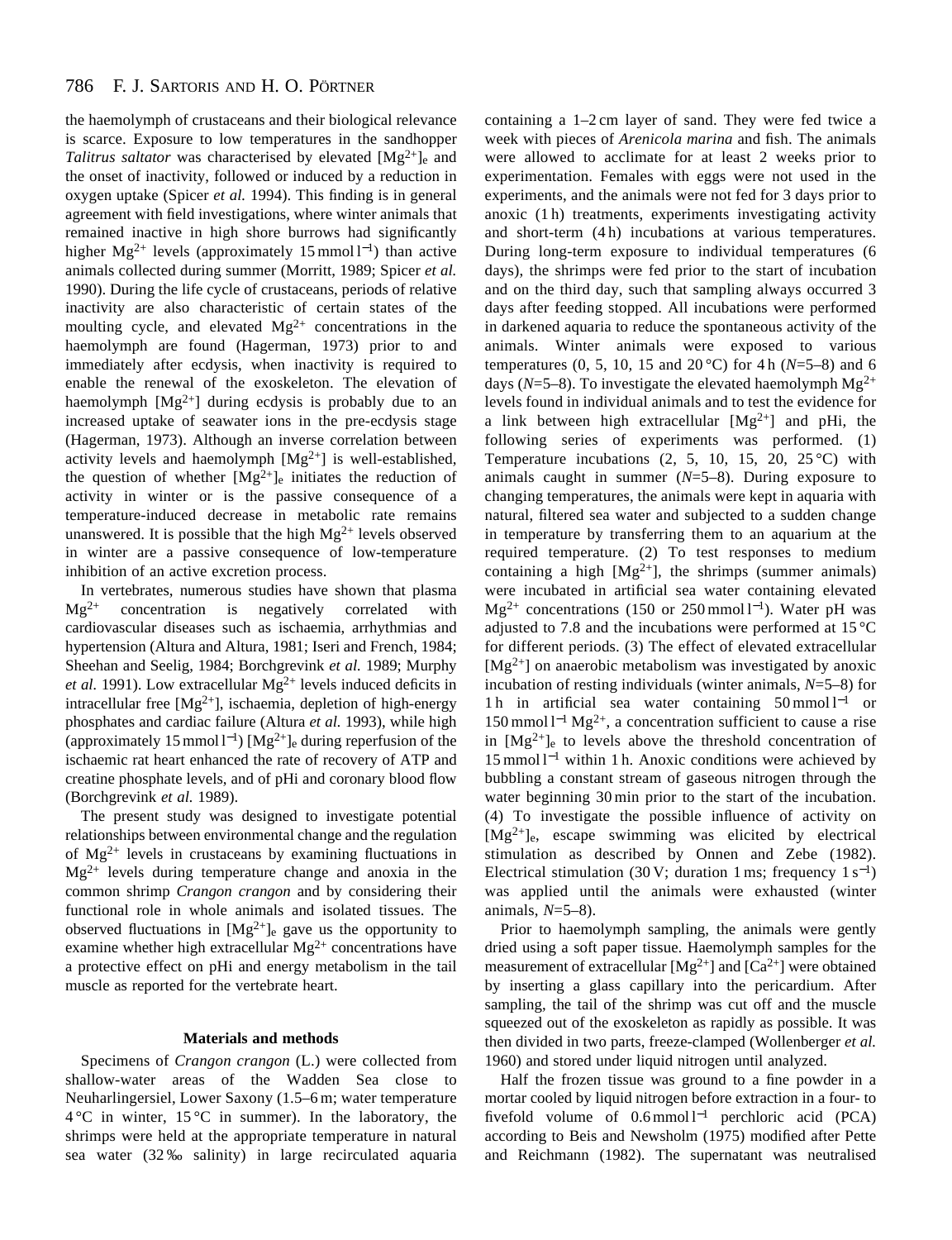the haemolymph of crustaceans and their biological relevance is scarce. Exposure to low temperatures in the sandhopper *Talitrus saltator* was characterised by elevated $[Mg^{2+}]_e$ and the onset of inactivity, followed or induced by a reduction in oxygen uptake (Spicer *et al.* 1994). This finding is in general agreement with field investigations, where winter animals that remained inactive in high shore burrows had significantly higher $Mg^{2+}$ levels (approximately 15 mmol $l^{-1}$) than active animals collected during summer (Morritt, 1989; Spicer *et al.* 1990). During the life cycle of crustaceans, periods of relative inactivity are also characteristic of certain states of the moulting cycle, and elevated $Mg^{2+}$ concentrations in the haemolymph are found (Hagerman, 1973) prior to and immediately after ecdysis, when inactivity is required to enable the renewal of the exoskeleton. The elevation of haemolymph $[Mg^{2+}]$ during ecdysis is probably due to an increased uptake of seawater ions in the pre-ecdysis stage (Hagerman, 1973). Although an inverse correlation between activity levels and haemolymph $[Mg^{2+}]$ is well-established, the question of whether $[Mg^{2+}]_e$ initiates the reduction of activity in winter or is the passive consequence of a temperature-induced decrease in metabolic rate remains unanswered. It is possible that the high $Mg^{2+}$ levels observed in winter are a passive consequence of low-temperature inhibition of an active excretion process.

In vertebrates, numerous studies have shown that plasma $Mg^{2+}$ concentration is negatively correlated with cardiovascular diseases such as ischaemia, arrhythmias and hypertension (Altura and Altura, 1981; Iseri and French, 1984; Sheehan and Seelig, 1984; Borchgrevink *et al.* 1989; Murphy *et al.* 1991). Low extracellular $Mg^{2+}$ levels induced deficits in intracellular free $[Mg^{2+}]$, ischaemia, depletion of high-energy phosphates and cardiac failure (Altura *et al.* 1993), while high (approximately 15 mmol $l^{-1}$) $[Mg^{2+}]_e$ during reperfusion of the ischaemic rat heart enhanced the rate of recovery of ATP and creatine phosphate levels, and of pHi and coronary blood flow (Borchgrevink *et al.* 1989).

The present study was designed to investigate potential relationships between environmental change and the regulation of $Mg^{2+}$ levels in crustaceans by examining fluctuations in $Mg^{2+}$ levels during temperature change and anoxia in the common shrimp *Crangon crangon* and by considering their functional role in whole animals and isolated tissues. The observed fluctuations in $[Mg^{2+}]_e$ gave us the opportunity to examine whether high extracellular $Mg^{2+}$ concentrations have a protective effect on pHi and energy metabolism in the tail muscle as reported for the vertebrate heart.

## Materials and methods

Specimens of *Crangon crangon* (L.) were collected from shallow-water areas of the Wadden Sea close to Neuharlingersiel, Lower Saxony (1.5–6 m; water temperature 4 °C in winter, 15 °C in summer). In the laboratory, the shrimps were held at the appropriate temperature in natural sea water (32 ‰ salinity) in large recirculated aquaria containing a 1–2 cm layer of sand. They were fed twice a week with pieces of *Arenicola marina* and fish. The animals were allowed to acclimate for at least 2 weeks prior to experimentation. Females with eggs were not used in the experiments, and the animals were not fed for 3 days prior to anoxic (1 h) treatments, experiments investigating activity and short-term (4 h) incubations at various temperatures. During long-term exposure to individual temperatures (6 days), the shrimps were fed prior to the start of incubation and on the third day, such that sampling always occurred 3 days after feeding stopped. All incubations were performed in darkened aquaria to reduce the spontaneous activity of the animals. Winter animals were exposed to various temperatures (0, 5, 10, 15 and 20 °C) for 4 h ($N$=5–8) and 6 days ($N$=5–8). To investigate the elevated haemolymph $Mg^{2+}$ levels found in individual animals and to test the evidence for a link between high extracellular $[Mg^{2+}]$ and pHi, the following series of experiments was performed. (1) Temperature incubations (2, 5, 10, 15, 20, 25 °C) with animals caught in summer ($N$=5–8). During exposure to changing temperatures, the animals were kept in aquaria with natural, filtered sea water and subjected to a sudden change in temperature by transferring them to an aquarium at the required temperature. (2) To test responses to medium containing a high $[Mg^{2+}]$, the shrimps (summer animals) were incubated in artificial sea water containing elevated $Mg^{2+}$ concentrations (150 or 250 mmol $l^{-1}$). Water pH was adjusted to 7.8 and the incubations were performed at 15 °C for different periods. (3) The effect of elevated extracellular $[Mg^{2+}]$ on anaerobic metabolism was investigated by anoxic incubation of resting individuals (winter animals, $N$=5–8) for 1 h in artificial sea water containing 50 mmol $l^{-1}$ or 150 mmol $l^{-1}$ $Mg^{2+}$, a concentration sufficient to cause a rise in $[Mg^{2+}]_e$ to levels above the threshold concentration of 15 mmol $l^{-1}$ within 1 h. Anoxic conditions were achieved by bubbling a constant stream of gaseous nitrogen through the water beginning 30 min prior to the start of the incubation. (4) To investigate the possible influence of activity on $[Mg^{2+}]_e$, escape swimming was elicited by electrical stimulation as described by Onnen and Zebe (1982). Electrical stimulation (30 V; duration 1 ms; frequency 1 $s^{-1}$) was applied until the animals were exhausted (winter animals, $N$=5–8).

Prior to haemolymph sampling, the animals were gently dried using a soft paper tissue. Haemolymph samples for the measurement of extracellular $[Mg^{2+}]$ and $[Ca^{2+}]$ were obtained by inserting a glass capillary into the pericardium. After sampling, the tail of the shrimp was cut off and the muscle squeezed out of the exoskeleton as rapidly as possible. It was then divided in two parts, freeze-clamped (Wollenberger *et al.* 1960) and stored under liquid nitrogen until analyzed.

Half the frozen tissue was ground to a fine powder in a mortar cooled by liquid nitrogen before extraction in a four- to fivefold volume of 0.6 mmol $l^{-1}$ perchloric acid (PCA) according to Beis and Newsholm (1975) modified after Pette and Reichmann (1982). The supernatant was neutralised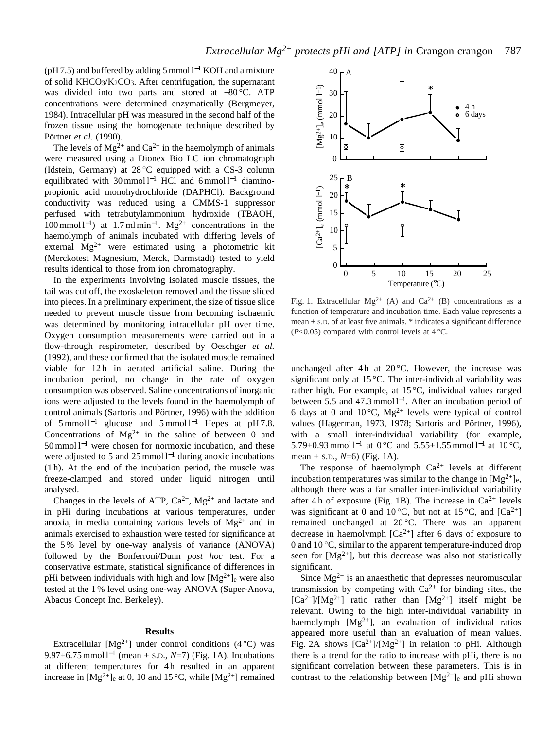(pH 7.5) and buffered by adding 5 mmol l$^{-1}$ KOH and a mixture of solid $KHCO_3$/$K_2CO_3$. After centrifugation, the supernatant was divided into two parts and stored at −80 °C. ATP concentrations were determined enzymatically (Bergmeyer, 1984). Intracellular pH was measured in the second half of the frozen tissue using the homogenate technique described by Pörtner *et al.* (1990).

The levels of $Mg^{2+}$ and $Ca^{2+}$ in the haemolymph of animals were measured using a Dionex Bio LC ion chromatograph (Idstein, Germany) at 28 °C equipped with a CS-3 column equilibrated with 30 mmol l$^{-1}$ HCl and 6 mmol l$^{-1}$ diaminopropionic acid monohydrochloride (DAPHCl). Background conductivity was reduced using a CMMS-1 suppressor perfused with tetrabutylammonium hydroxide (TBAOH, 100 mmol l$^{-1}$) at 1.7 ml min$^{-1}$. $Mg^{2+}$ concentrations in the haemolymph of animals incubated with differing levels of external $Mg^{2+}$ were estimated using a photometric kit (Merckotest Magnesium, Merck, Darmstadt) tested to yield results identical to those from ion chromatography.

In the experiments involving isolated muscle tissues, the tail was cut off, the exoskeleton removed and the tissue sliced into pieces. In a preliminary experiment, the size of tissue slice needed to prevent muscle tissue from becoming ischaemic was determined by monitoring intracellular pH over time. Oxygen consumption measurements were carried out in a flow-through respirometer, described by Oeschger *et al.* (1992), and these confirmed that the isolated muscle remained viable for 12 h in aerated artificial saline. During the incubation period, no change in the rate of oxygen consumption was observed. Saline concentrations of inorganic ions were adjusted to the levels found in the haemolymph of control animals (Sartoris and Pörtner, 1996) with the addition of 5 mmol l$^{-1}$ glucose and 5 mmol l$^{-1}$ Hepes at pH 7.8. Concentrations of $Mg^{2+}$ in the saline of between 0 and 50 mmol l$^{-1}$ were chosen for normoxic incubation, and these were adjusted to 5 and 25 mmol l$^{-1}$ during anoxic incubations (1 h). At the end of the incubation period, the muscle was freeze-clamped and stored under liquid nitrogen until analysed.

Changes in the levels of ATP, $Ca^{2+}$, $Mg^{2+}$ and lactate and in pHi during incubations at various temperatures, under anoxia, in media containing various levels of $Mg^{2+}$ and in animals exercised to exhaustion were tested for significance at the 5 % level by one-way analysis of variance (ANOVA) followed by the Bonferroni/Dunn *post hoc* test. For a conservative estimate, statistical significance of differences in pHi between individuals with high and low $[Mg^{2+}]_e$ were also tested at the 1 % level using one-way ANOVA (Super-Anova, Abacus Concept Inc. Berkeley).

## Results

Extracellular $[Mg^{2+}]$ under control conditions (4 °C) was 9.97±6.75 mmol l$^{-1}$ (mean ± S.D., $N$=7) (Fig. 1A). Incubations at different temperatures for 4 h resulted in an apparent increase in $[Mg^{2+}]_e$ at 0, 10 and 15 °C, while $[Mg^{2+}]$ remained unchanged after 4 h at 20 °C. However, the increase was significant only at 15 °C. The inter-individual variability was rather high. For example, at 15 °C, individual values ranged between 5.5 and 47.3 mmol l$^{-1}$. After an incubation period of 6 days at 0 and 10 °C, $Mg^{2+}$ levels were typical of control values (Hagerman, 1973, 1978; Sartoris and Pörtner, 1996), with a small inter-individual variability (for example, 5.79±0.93 mmol l$^{-1}$ at 0 °C and 5.55±1.55 mmol l$^{-1}$ at 10 °C, mean ± S.D., $N$=6) (Fig. 1A).

Fig. 1. Extracellular $Mg^{2+}$ (A) and $Ca^{2+}$ (B) concentrations as a function of temperature and incubation time. Each value represents a mean ± S.D. of at least five animals. * indicates a significant difference ($P$<0.05) compared with control levels at 4 °C.

The response of haemolymph $Ca^{2+}$ levels at different incubation temperatures was similar to the change in $[Mg^{2+}]_e$, although there was a far smaller inter-individual variability after 4 h of exposure (Fig. 1B). The increase in $Ca^{2+}$ levels was significant at 0 and 10 °C, but not at 15 °C, and $[Ca^{2+}]$ remained unchanged at 20 °C. There was an apparent decrease in haemolymph $[Ca^{2+}]$ after 6 days of exposure to 0 and 10 °C, similar to the apparent temperature-induced drop seen for $[Mg^{2+}]$, but this decrease was also not statistically significant.

Since $Mg^{2+}$ is an anaesthetic that depresses neuromuscular transmission by competing with $Ca^{2+}$ for binding sites, the $[Ca^{2+}]/[Mg^{2+}]$ ratio rather than $[Mg^{2+}]$ itself might be relevant. Owing to the high inter-individual variability in haemolymph $[Mg^{2+}]$, an evaluation of individual ratios appeared more useful than an evaluation of mean values. Fig. 2A shows $[Ca^{2+}]/[Mg^{2+}]$ in relation to pHi. Although there is a trend for the ratio to increase with pHi, there is no significant correlation between these parameters. This is in contrast to the relationship between $[Mg^{2+}]_e$ and pHi shown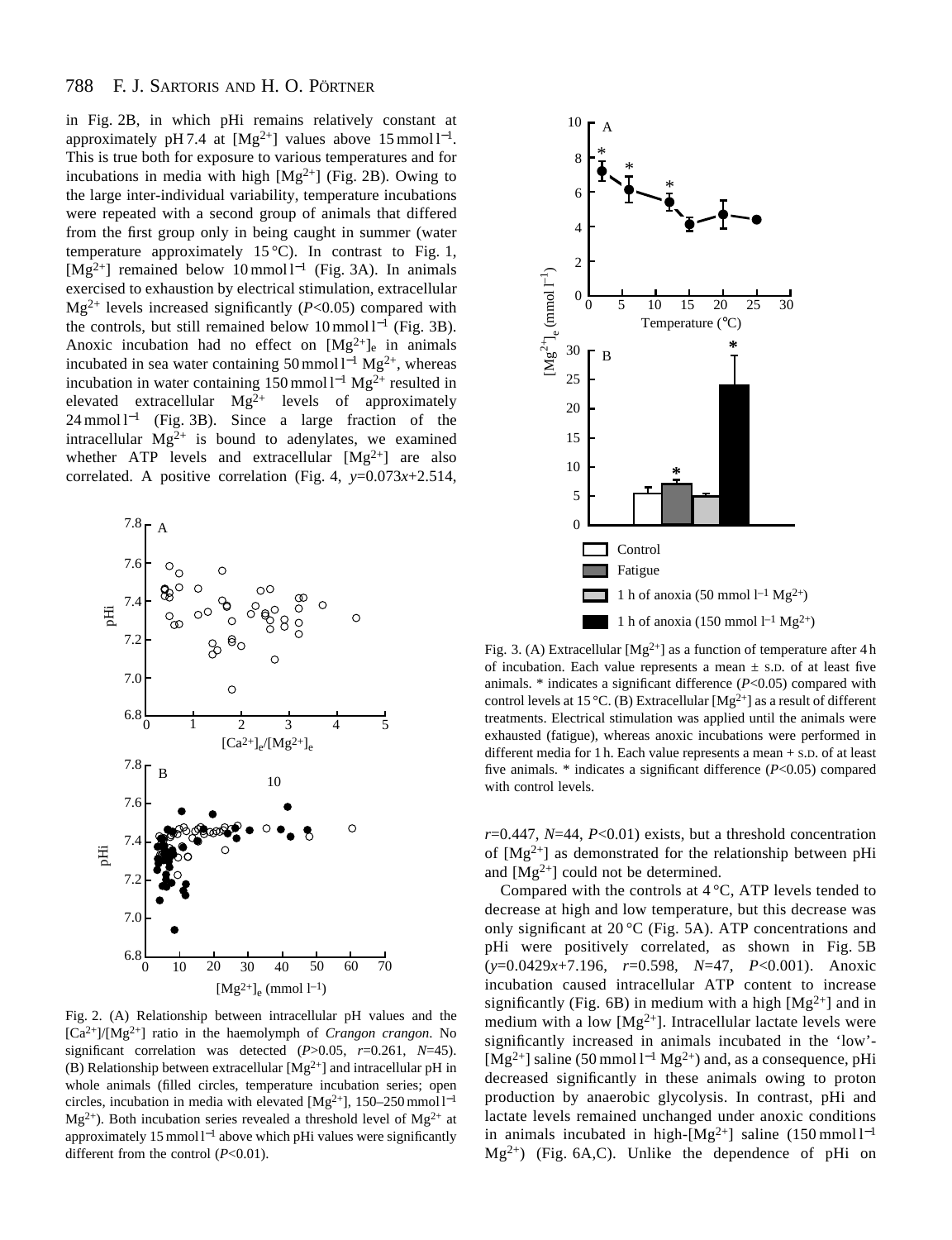in Fig. 2B, in which pHi remains relatively constant at approximately pH 7.4 at $[Mg^{2+}]$ values above 15 mmol l$^{-1}$. This is true both for exposure to various temperatures and for incubations in media with high $[Mg^{2+}]$ (Fig. 2B). Owing to the large inter-individual variability, temperature incubations were repeated with a second group of animals that differed from the first group only in being caught in summer (water temperature approximately 15 °C). In contrast to Fig. 1, $[Mg^{2+}]$ remained below 10 mmol l$^{-1}$ (Fig. 3A). In animals exercised to exhaustion by electrical stimulation, extracellular $Mg^{2+}$ levels increased significantly ($P$<0.05) compared with the controls, but still remained below 10 mmol l$^{-1}$ (Fig. 3B). Anoxic incubation had no effect on $[Mg^{2+}]_e$ in animals incubated in sea water containing 50 mmol l$^{-1}$ $Mg^{2+}$, whereas incubation in water containing 150 mmol l$^{-1}$ $Mg^{2+}$ resulted in elevated extracellular $Mg^{2+}$ levels of approximately 24 mmol l$^{-1}$ (Fig. 3B). Since a large fraction of the intracellular $Mg^{2+}$ is bound to adenylates, we examined whether ATP levels and extracellular $[Mg^{2+}]$ are also correlated. A positive correlation (Fig. 4, $y$=0.073$x$+2.514, $r$=0.447, $N$=44, $P$<0.01) exists, but a threshold concentration of $[Mg^{2+}]$ as demonstrated for the relationship between pHi and $[Mg^{2+}]$ could not be determined.

Fig. 2. (A) Relationship between intracellular pH values and the $[Ca^{2+}]/[Mg^{2+}]$ ratio in the haemolymph of *Crangon crangon*. No significant correlation was detected ($P$>0.05, $r$=0.261, $N$=45). (B) Relationship between extracellular $[Mg^{2+}]$ and intracellular pH in whole animals (filled circles, temperature incubation series; open circles, incubation in media with elevated $[Mg^{2+}]$, 150–250 mmol l$^{-1}$ $Mg^{2+}$). Both incubation series revealed a threshold level of $Mg^{2+}$ at approximately 15 mmol l$^{-1}$ above which pHi values were significantly different from the control ($P$<0.01).

Fig. 3. (A) Extracellular $[Mg^{2+}]$ as a function of temperature after 4 h of incubation. Each value represents a mean ± S.D. of at least five animals. * indicates a significant difference ($P$<0.05) compared with control levels at 15 °C. (B) Extracellular $[Mg^{2+}]$ as a result of different treatments. Electrical stimulation was applied until the animals were exhausted (fatigue), whereas anoxic incubations were performed in different media for 1 h. Each value represents a mean + S.D. of at least five animals. * indicates a significant difference ($P$<0.05) compared with control levels.

Compared with the controls at 4 °C, ATP levels tended to decrease at high and low temperature, but this decrease was only significant at 20 °C (Fig. 5A). ATP concentrations and pHi were positively correlated, as shown in Fig. 5B ($y$=0.0429$x$+7.196, $r$=0.598, $N$=47, $P$<0.001). Anoxic incubation caused intracellular ATP content to increase significantly (Fig. 6B) in medium with a high $[Mg^{2+}]$ and in medium with a low $[Mg^{2+}]$. Intracellular lactate levels were significantly increased in animals incubated in the 'low'-$[Mg^{2+}]$ saline (50 mmol l$^{-1}$ $Mg^{2+}$) and, as a consequence, pHi decreased significantly in these animals owing to proton production by anaerobic glycolysis. In contrast, pHi and lactate levels remained unchanged under anoxic conditions in animals incubated in high-$[Mg^{2+}]$ saline (150 mmol l$^{-1}$ $Mg^{2+}$) (Fig. 6A,C). Unlike the dependence of pHi on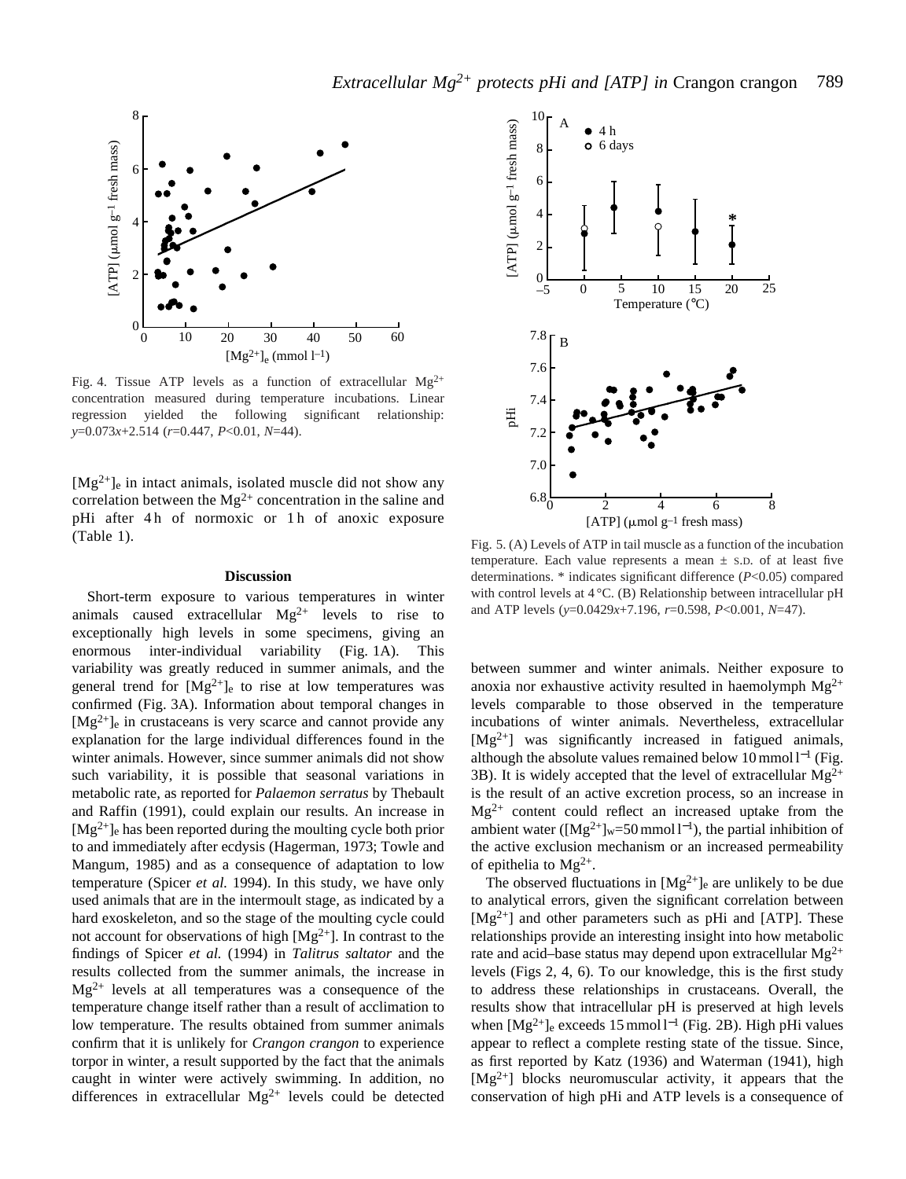Fig. 4. Tissue ATP levels as a function of extracellular $Mg^{2+}$ concentration measured during temperature incubations. Linear regression yielded the following significant relationship: $y$=0.073$x$+2.514 ($r$=0.447, $P$<0.01, $N$=44).

Fig. 5. (A) Levels of ATP in tail muscle as a function of the incubation temperature. Each value represents a mean ± S.D. of at least five determinations. * indicates significant difference ($P$<0.05) compared with control levels at 4 °C. (B) Relationship between intracellular pH and ATP levels ($y$=0.0429$x$+7.196, $r$=0.598, $P$<0.001, $N$=47).

$[Mg^{2+}]_e$ in intact animals, isolated muscle did not show any correlation between the $Mg^{2+}$ concentration in the saline and pHi after 4 h of normoxic or 1 h of anoxic exposure (Table 1).

## Discussion

Short-term exposure to various temperatures in winter animals caused extracellular $Mg^{2+}$ levels to rise to exceptionally high levels in some specimens, giving an enormous inter-individual variability (Fig. 1A). This variability was greatly reduced in summer animals, and the general trend for $[Mg^{2+}]_e$ to rise at low temperatures was confirmed (Fig. 3A). Information about temporal changes in $[Mg^{2+}]_e$ in crustaceans is very scarce and cannot provide any explanation for the large individual differences found in the winter animals. However, since summer animals did not show such variability, it is possible that seasonal variations in metabolic rate, as reported for *Palaemon serratus* by Thebault and Raffin (1991), could explain our results. An increase in $[Mg^{2+}]_e$ has been reported during the moulting cycle both prior to and immediately after ecdysis (Hagerman, 1973; Towle and Mangum, 1985) and as a consequence of adaptation to low temperature (Spicer *et al.* 1994). In this study, we have only used animals that are in the intermoult stage, as indicated by a hard exoskeleton, and so the stage of the moulting cycle could not account for observations of high $[Mg^{2+}]$. In contrast to the findings of Spicer *et al.* (1994) in *Talitrus saltator* and the results collected from the summer animals, the increase in $Mg^{2+}$ levels at all temperatures was a consequence of the temperature change itself rather than a result of acclimation to low temperature. The results obtained from summer animals confirm that it is unlikely for *Crangon crangon* to experience torpor in winter, a result supported by the fact that the animals caught in winter were actively swimming. In addition, no differences in extracellular $Mg^{2+}$ levels could be detected between summer and winter animals. Neither exposure to anoxia nor exhaustive activity resulted in haemolymph $Mg^{2+}$ levels comparable to those observed in the temperature incubations of winter animals. Nevertheless, extracellular $[Mg^{2+}]$ was significantly increased in fatigued animals, although the absolute values remained below 10 mmol l$^{-1}$ (Fig. 3B). It is widely accepted that the level of extracellular $Mg^{2+}$ is the result of an active excretion process, so an increase in $Mg^{2+}$ content could reflect an increased uptake from the ambient water ($[Mg^{2+}]_w$=50 mmol l$^{-1}$), the partial inhibition of the active exclusion mechanism or an increased permeability of epithelia to $Mg^{2+}$.

The observed fluctuations in $[Mg^{2+}]_e$ are unlikely to be due to analytical errors, given the significant correlation between $[Mg^{2+}]$ and other parameters such as pHi and [ATP]. These relationships provide an interesting insight into how metabolic rate and acid–base status may depend upon extracellular $Mg^{2+}$ levels (Figs 2, 4, 6). To our knowledge, this is the first study to address these relationships in crustaceans. Overall, the results show that intracellular pH is preserved at high levels when $[Mg^{2+}]_e$ exceeds 15 mmol l$^{-1}$ (Fig. 2B). High pHi values appear to reflect a complete resting state of the tissue. Since, as first reported by Katz (1936) and Waterman (1941), high $[Mg^{2+}]$ blocks neuromuscular activity, it appears that the conservation of high pHi and ATP levels is a consequence of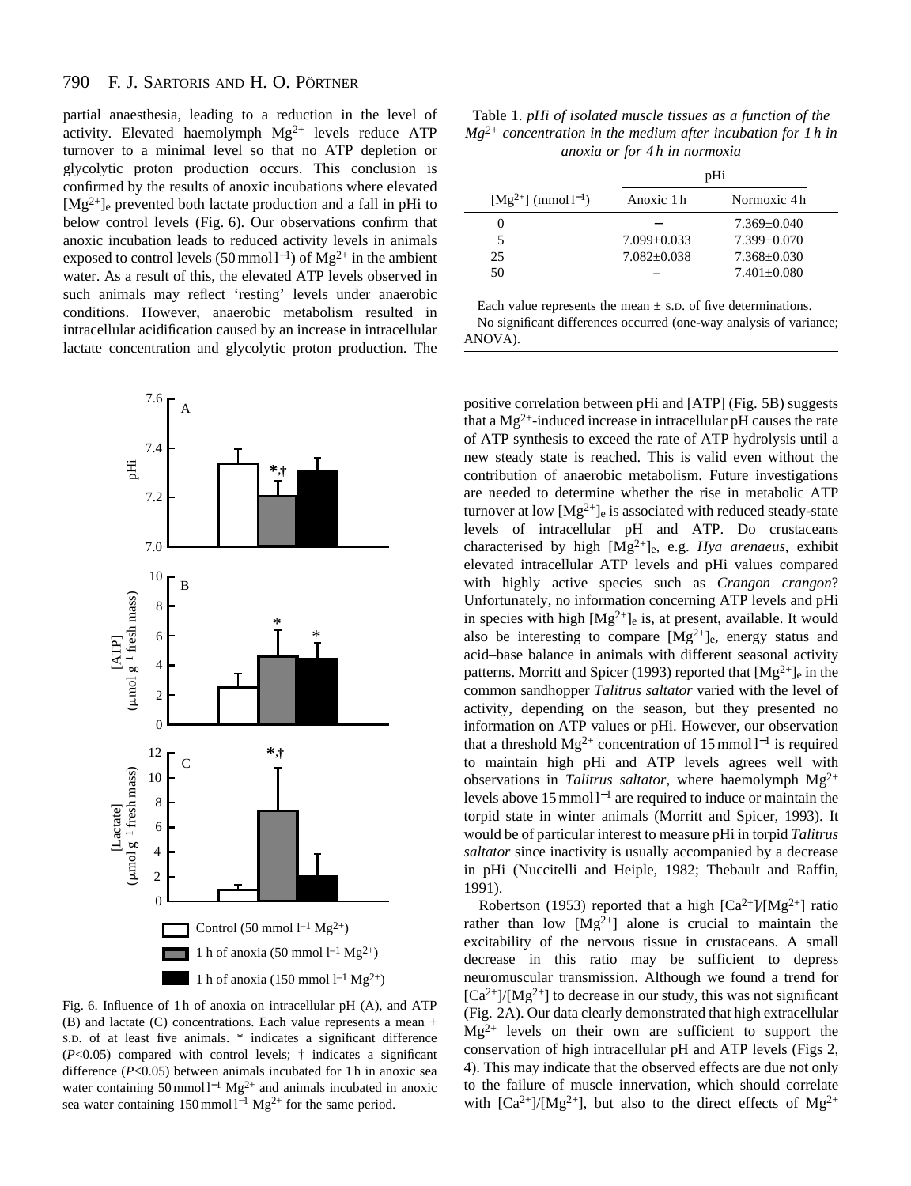partial anaesthesia, leading to a reduction in the level of activity. Elevated haemolymph $Mg^{2+}$ levels reduce ATP turnover to a minimal level so that no ATP depletion or glycolytic proton production occurs. This conclusion is confirmed by the results of anoxic incubations where elevated $[Mg^{2+}]_e$ prevented both lactate production and a fall in pHi to below control levels (Fig. 6). Our observations confirm that anoxic incubation leads to reduced activity levels in animals exposed to control levels (50 mmol $l^{-1}$) of $Mg^{2+}$ in the ambient water. As a result of this, the elevated ATP levels observed in such animals may reflect 'resting' levels under anaerobic conditions. However, anaerobic metabolism resulted in intracellular acidification caused by an increase in intracellular lactate concentration and glycolytic proton production. The positive correlation between pHi and [ATP] (Fig. 5B) suggests that a $Mg^{2+}$-induced increase in intracellular pH causes the rate of ATP synthesis to exceed the rate of ATP hydrolysis until a new steady state is reached. This is valid even without the contribution of anaerobic metabolism. Future investigations are needed to determine whether the rise in metabolic ATP turnover at low $[Mg^{2+}]_e$ is associated with reduced steady-state levels of intracellular pH and ATP. Do crustaceans characterised by high $[Mg^{2+}]_e$, e.g. *Hya arenaeus*, exhibit elevated intracellular ATP levels and pHi values compared with highly active species such as *Crangon crangon*? Unfortunately, no information concerning ATP levels and pHi in species with high $[Mg^{2+}]_e$ is, at present, available. It would also be interesting to compare $[Mg^{2+}]_e$, energy status and acid–base balance in animals with different seasonal activity patterns. Morritt and Spicer (1993) reported that $[Mg^{2+}]_e$ in the common sandhopper *Talitrus saltator* varied with the level of activity, depending on the season, but they presented no information on ATP values or pHi. However, our observation that a threshold $Mg^{2+}$ concentration of 15 mmol $l^{-1}$ is required to maintain high pHi and ATP levels agrees well with observations in *Talitrus saltator*, where haemolymph $Mg^{2+}$ levels above 15 mmol $l^{-1}$ are required to induce or maintain the torpid state in winter animals (Morritt and Spicer, 1993). It would be of particular interest to measure pHi in torpid *Talitrus saltator* since inactivity is usually accompanied by a decrease in pHi (Nuccitelli and Heiple, 1982; Thebault and Raffin, 1991).

Robertson (1953) reported that a high $[Ca^{2+}]/[Mg^{2+}]$ ratio rather than low $[Mg^{2+}]$ alone is crucial to maintain the excitability of the nervous tissue in crustaceans. A small decrease in this ratio may be sufficient to depress neuromuscular transmission. Although we found a trend for $[Ca^{2+}]/[Mg^{2+}]$ to decrease in our study, this was not significant (Fig. 2A). Our data clearly demonstrated that high extracellular $Mg^{2+}$ levels on their own are sufficient to support the conservation of high intracellular pH and ATP levels (Figs 2, 4). This may indicate that the observed effects are due not only to the failure of muscle innervation, which should correlate with $[Ca^{2+}]/[Mg^{2+}]$, but also to the direct effects of $Mg^{2+}$

Table 1. *pHi of isolated muscle tissues as a function of the $Mg^{2+}$ concentration in the medium after incubation for 1 h in anoxia or for 4 h in normoxia*

| | pHi | |
|---|---|---|
| $[Mg^{2+}]$ (mmol $l^{-1}$) | Anoxic 1 h | Normoxic 4 h |
| 0 | – | 7.369±0.040 |
| 5 | 7.099±0.033 | 7.399±0.070 |
| 25 | 7.082±0.038 | 7.368±0.030 |
| 50 | – | 7.401±0.080 |

Each value represents the mean ± S.D. of five determinations.

No significant differences occurred (one-way analysis of variance; ANOVA).

Fig. 6. Influence of 1 h of anoxia on intracellular pH (A), and ATP (B) and lactate (C) concentrations. Each value represents a mean + S.D. of at least five animals. * indicates a significant difference ($P<0.05$) compared with control levels; † indicates a significant difference ($P<0.05$) between animals incubated for 1 h in anoxic sea water containing 50 mmol $l^{-1}$ $Mg^{2+}$ and animals incubated in anoxic sea water containing 150 mmol $l^{-1}$ $Mg^{2+}$ for the same period.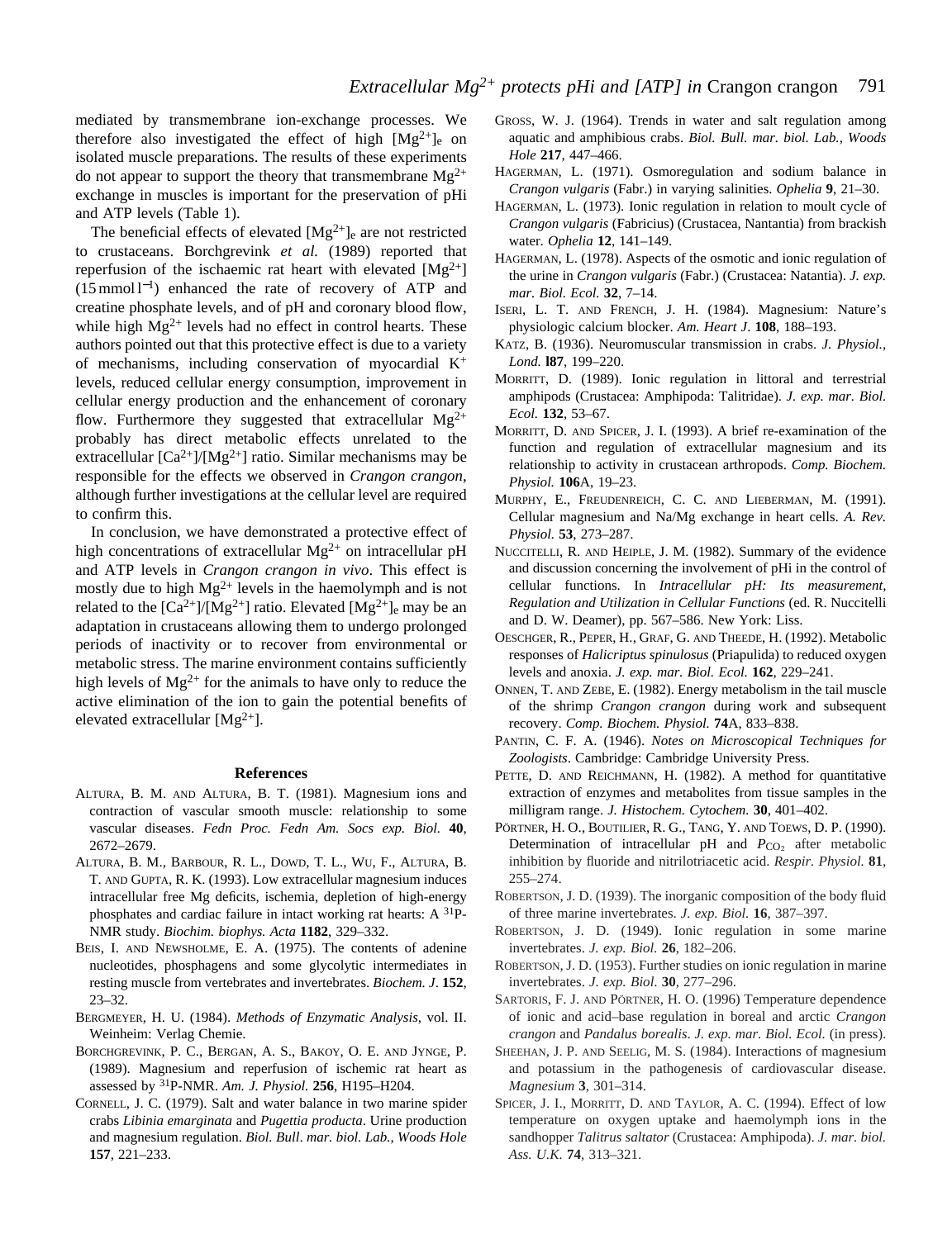mediated by transmembrane ion-exchange processes. We therefore also investigated the effect of high $[Mg^{2+}]_e$ on isolated muscle preparations. The results of these experiments do not appear to support the theory that transmembrane $Mg^{2+}$ exchange in muscles is important for the preservation of pHi and ATP levels (Table 1).

The beneficial effects of elevated $[Mg^{2+}]_e$ are not restricted to crustaceans. Borchgrevink *et al.* (1989) reported that reperfusion of the ischaemic rat heart with elevated $[Mg^{2+}]$ ($15\,\mathrm{mmol\,l^{-1}}$) enhanced the rate of recovery of ATP and creatine phosphate levels, and of pH and coronary blood flow, while high $Mg^{2+}$ levels had no effect in control hearts. These authors pointed out that this protective effect is due to a variety of mechanisms, including conservation of myocardial $K^+$ levels, reduced cellular energy consumption, improvement in cellular energy production and the enhancement of coronary flow. Furthermore they suggested that extracellular $Mg^{2+}$ probably has direct metabolic effects unrelated to the extracellular $[Ca^{2+}]/[Mg^{2+}]$ ratio. Similar mechanisms may be responsible for the effects we observed in *Crangon crangon*, although further investigations at the cellular level are required to confirm this.

In conclusion, we have demonstrated a protective effect of high concentrations of extracellular $Mg^{2+}$ on intracellular pH and ATP levels in *Crangon crangon in vivo*. This effect is mostly due to high $Mg^{2+}$ levels in the haemolymph and is not related to the $[Ca^{2+}]/[Mg^{2+}]$ ratio. Elevated $[Mg^{2+}]_e$ may be an adaptation in crustaceans allowing them to undergo prolonged periods of inactivity or to recover from environmental or metabolic stress. The marine environment contains sufficiently high levels of $Mg^{2+}$ for the animals to have only to reduce the active elimination of the ion to gain the potential benefits of elevated extracellular $[Mg^{2+}]$.

## References

Altura, B. M. and Altura, B. T. (1981). Magnesium ions and contraction of vascular smooth muscle: relationship to some vascular diseases. *Fedn Proc. Fedn Am. Socs exp. Biol.* **40**, 2672–2679.

Altura, B. M., Barbour, R. L., Dowd, T. L., Wu, F., Altura, B. T. and Gupta, R. K. (1993). Low extracellular magnesium induces intracellular free Mg deficits, ischemia, depletion of high-energy phosphates and cardiac failure in intact working rat hearts: A $^{31}$P-NMR study. *Biochim. biophys. Acta* **1182**, 329–332.

Beis, I. and Newsholme, E. A. (1975). The contents of adenine nucleotides, phosphagens and some glycolytic intermediates in resting muscle from vertebrates and invertebrates. *Biochem. J.* **152**, 23–32.

Bergmeyer, H. U. (1984). *Methods of Enzymatic Analysis*, vol. II. Weinheim: Verlag Chemie.

Borchgrevink, P. C., Bergan, A. S., Bakoy, O. E. and Jynge, P. (1989). Magnesium and reperfusion of ischemic rat heart as assessed by $^{31}$P-NMR. *Am. J. Physiol.* **256**, H195–H204.

Cornell, J. C. (1979). Salt and water balance in two marine spider crabs *Libinia emarginata* and *Pugettia producta*. Urine production and magnesium regulation. *Biol. Bull. mar. biol. Lab., Woods Hole* **157**, 221–233.

Gross, W. J. (1964). Trends in water and salt regulation among aquatic and amphibious crabs. *Biol. Bull. mar. biol. Lab., Woods Hole* **217**, 447–466.

Hagerman, L. (1971). Osmoregulation and sodium balance in *Crangon vulgaris* (Fabr.) in varying salinities. *Ophelia* **9**, 21–30.

Hagerman, L. (1973). Ionic regulation in relation to moult cycle of *Crangon vulgaris* (Fabricius) (Crustacea, Nantantia) from brackish water. *Ophelia* **12**, 141–149.

Hagerman, L. (1978). Aspects of the osmotic and ionic regulation of the urine in *Crangon vulgaris* (Fabr.) (Crustacea: Natantia). *J. exp. mar. Biol. Ecol.* **32**, 7–14.

Iseri, L. T. and French, J. H. (1984). Magnesium: Nature's physiologic calcium blocker. *Am. Heart J.* **108**, 188–193.

Katz, B. (1936). Neuromuscular transmission in crabs. *J. Physiol., Lond.* **l87**, 199–220.

Morritt, D. (1989). Ionic regulation in littoral and terrestrial amphipods (Crustacea: Amphipoda: Talitridae). *J. exp. mar. Biol. Ecol.* **132**, 53–67.

Morritt, D. and Spicer, J. I. (1993). A brief re-examination of the function and regulation of extracellular magnesium and its relationship to activity in crustacean arthropods. *Comp. Biochem. Physiol.* **106**A, 19–23.

Murphy, E., Freudenreich, C. C. and Lieberman, M. (1991). Cellular magnesium and Na/Mg exchange in heart cells. *A. Rev. Physiol.* **53**, 273–287.

Nuccitelli, R. and Heiple, J. M. (1982). Summary of the evidence and discussion concerning the involvement of pHi in the control of cellular functions. In *Intracellular pH: Its measurement, Regulation and Utilization in Cellular Functions* (ed. R. Nuccitelli and D. W. Deamer), pp. 567–586. New York: Liss.

Oeschger, R., Peper, H., Graf, G. and Theede, H. (1992). Metabolic responses of *Halicriptus spinulosus* (Priapulida) to reduced oxygen levels and anoxia. *J. exp. mar. Biol. Ecol.* **162**, 229–241.

Onnen, T. and Zebe, E. (1982). Energy metabolism in the tail muscle of the shrimp *Crangon crangon* during work and subsequent recovery. *Comp. Biochem. Physiol.* **74**A, 833–838.

Pantin, C. F. A. (1946). *Notes on Microscopical Techniques for Zoologists*. Cambridge: Cambridge University Press.

Pette, D. and Reichmann, H. (1982). A method for quantitative extraction of enzymes and metabolites from tissue samples in the milligram range. *J. Histochem. Cytochem.* **30**, 401–402.

Pörtner, H. O., Boutilier, R. G., Tang, Y. and Toews, D. P. (1990). Determination of intracellular pH and $P_{CO_2}$ after metabolic inhibition by fluoride and nitrilotriacetic acid. *Respir. Physiol.* **81**, 255–274.

Robertson, J. D. (1939). The inorganic composition of the body fluid of three marine invertebrates. *J. exp. Biol.* **16**, 387–397.

Robertson, J. D. (1949). Ionic regulation in some marine invertebrates. *J. exp. Biol.* **26**, 182–206.

Robertson, J. D. (1953). Further studies on ionic regulation in marine invertebrates. *J. exp. Biol.* **30**, 277–296.

Sartoris, F. J. and Pörtner, H. O. (1996) Temperature dependence of ionic and acid–base regulation in boreal and arctic *Crangon crangon* and *Pandalus borealis*. *J. exp. mar. Biol. Ecol.* (in press).

Sheehan, J. P. and Seelig, M. S. (1984). Interactions of magnesium and potassium in the pathogenesis of cardiovascular disease. *Magnesium* **3**, 301–314.

Spicer, J. I., Morritt, D. and Taylor, A. C. (1994). Effect of low temperature on oxygen uptake and haemolymph ions in the sandhopper *Talitrus saltator* (Crustacea: Amphipoda). *J. mar. biol. Ass. U.K.* **74**, 313–321.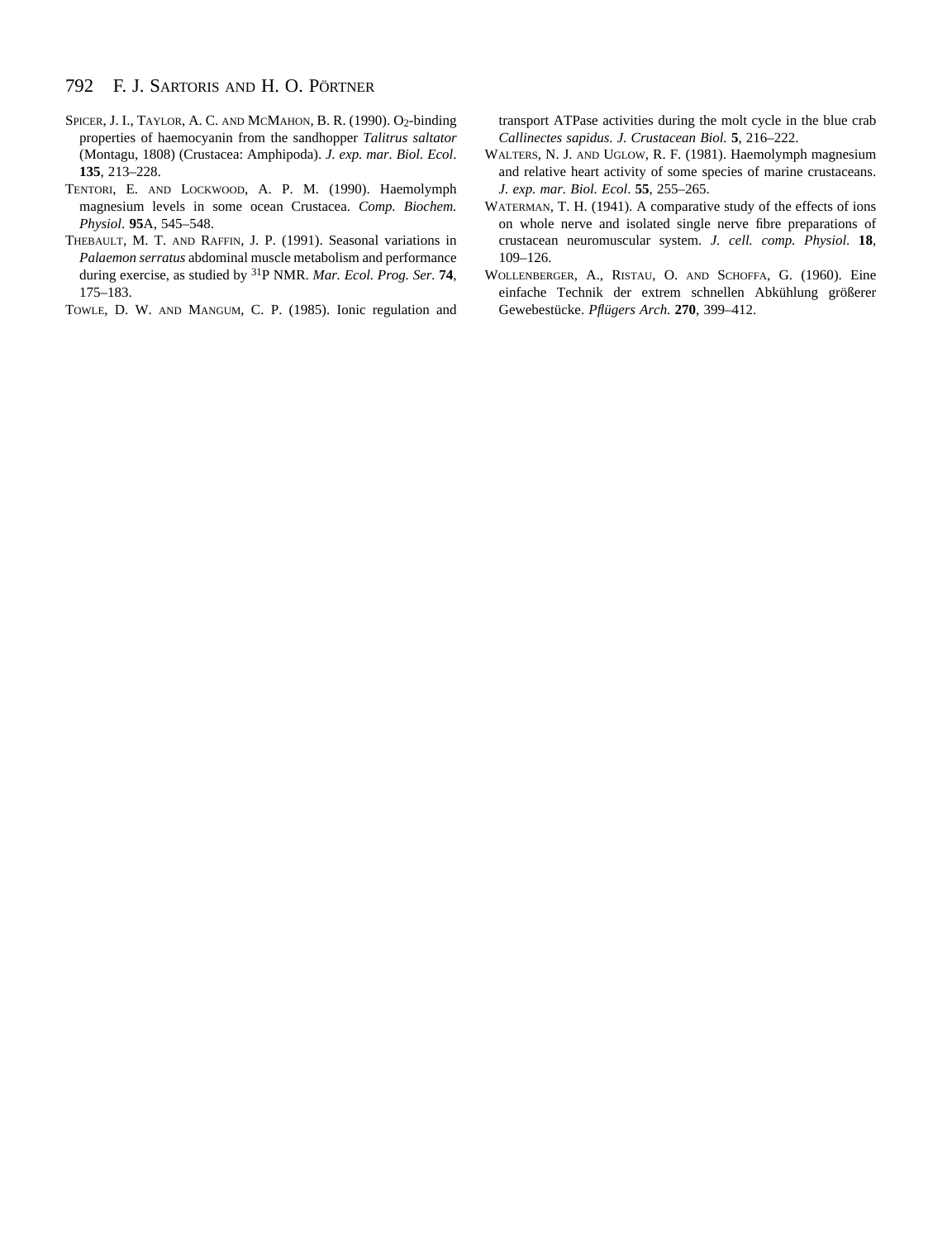Spicer, J. I., Taylor, A. C. and McMahon, B. R. (1990). $O_2$-binding properties of haemocyanin from the sandhopper *Talitrus saltator* (Montagu, 1808) (Crustacea: Amphipoda). *J. exp. mar. Biol. Ecol*. **135**, 213–228.

Tentori, E. and Lockwood, A. P. M. (1990). Haemolymph magnesium levels in some ocean Crustacea. *Comp. Biochem. Physiol*. **95**A, 545–548.

Thebault, M. T. and Raffin, J. P. (1991). Seasonal variations in *Palaemon serratus* abdominal muscle metabolism and performance during exercise, as studied by $^{31}$P NMR. *Mar. Ecol. Prog. Ser*. **74**, 175–183.

Towle, D. W. and Mangum, C. P. (1985). Ionic regulation and transport ATPase activities during the molt cycle in the blue crab *Callinectes sapidus*. *J. Crustacean Biol.* **5**, 216–222.

Walters, N. J. and Uglow, R. F. (1981). Haemolymph magnesium and relative heart activity of some species of marine crustaceans. *J. exp. mar. Biol. Ecol*. **55**, 255–265.

Waterman, T. H. (1941). A comparative study of the effects of ions on whole nerve and isolated single nerve fibre preparations of crustacean neuromuscular system. *J. cell. comp. Physiol.* **18**, 109–126.

Wollenberger, A., Ristau, O. and Schoffa, G. (1960). Eine einfache Technik der extrem schnellen Abkühlung größerer Gewebestücke. *Pflügers Arch.* **270**, 399–412.